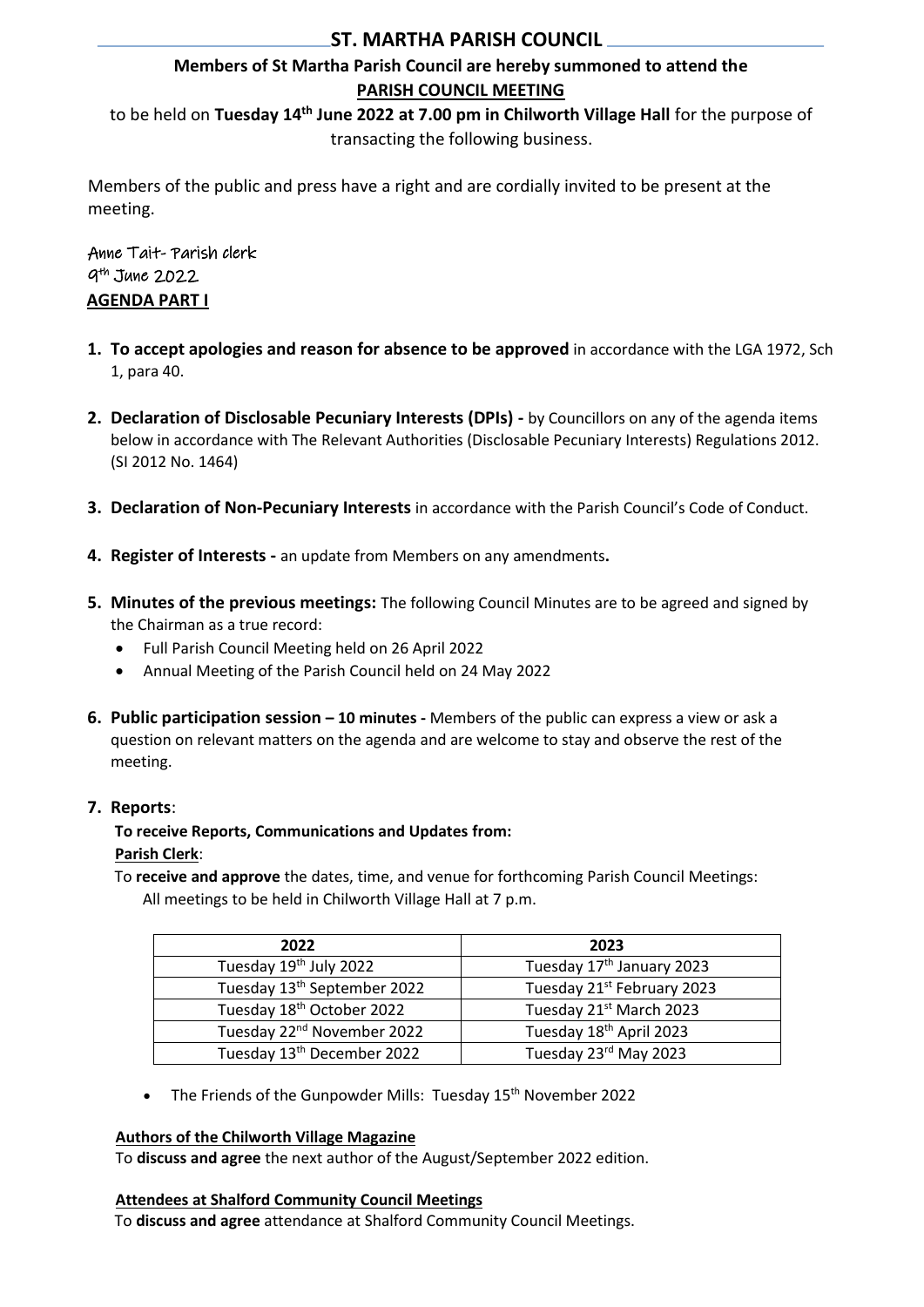# ST. MARTHA PARISH COUNCIL

**Members of St Martha Parish Council are hereby summoned to attend the**
**PARISH COUNCIL MEETING**

to be held on **Tuesday 14th June 2022 at 7.00 pm in Chilworth Village Hall** for the purpose of transacting the following business.

Members of the public and press have a right and are cordially invited to be present at the meeting.

Anne Tait- Parish clerk
9th June 2022

## AGENDA PART I

1. **To accept apologies and reason for absence to be approved** in accordance with the LGA 1972, Sch 1, para 40.

2. **Declaration of Disclosable Pecuniary Interests (DPIs) -** by Councillors on any of the agenda items below in accordance with The Relevant Authorities (Disclosable Pecuniary Interests) Regulations 2012. (SI 2012 No. 1464)

3. **Declaration of Non-Pecuniary Interests** in accordance with the Parish Council's Code of Conduct.

4. **Register of Interests -** an update from Members on any amendments**.**

5. **Minutes of the previous meetings:** The following Council Minutes are to be agreed and signed by the Chairman as a true record:
   - Full Parish Council Meeting held on 26 April 2022
   - Annual Meeting of the Parish Council held on 24 May 2022

6. **Public participation session – 10 minutes -** Members of the public can express a view or ask a question on relevant matters on the agenda and are welcome to stay and observe the rest of the meeting.

7. **Reports**:

   **To receive Reports, Communications and Updates from:**

   **Parish Clerk**:

   To **receive and approve** the dates, time, and venue for forthcoming Parish Council Meetings:
   All meetings to be held in Chilworth Village Hall at 7 p.m.

| 2022 | 2023 |
|---|---|
| Tuesday 19th July 2022 | Tuesday 17th January 2023 |
| Tuesday 13th September 2022 | Tuesday 21st February 2023 |
| Tuesday 18th October 2022 | Tuesday 21st March 2023 |
| Tuesday 22nd November 2022 | Tuesday 18th April 2023 |
| Tuesday 13th December 2022 | Tuesday 23rd May 2023 |

   - The Friends of the Gunpowder Mills: Tuesday 15th November 2022

   **Authors of the Chilworth Village Magazine**

   To **discuss and agree** the next author of the August/September 2022 edition.

   **Attendees at Shalford Community Council Meetings**

   To **discuss and agree** attendance at Shalford Community Council Meetings.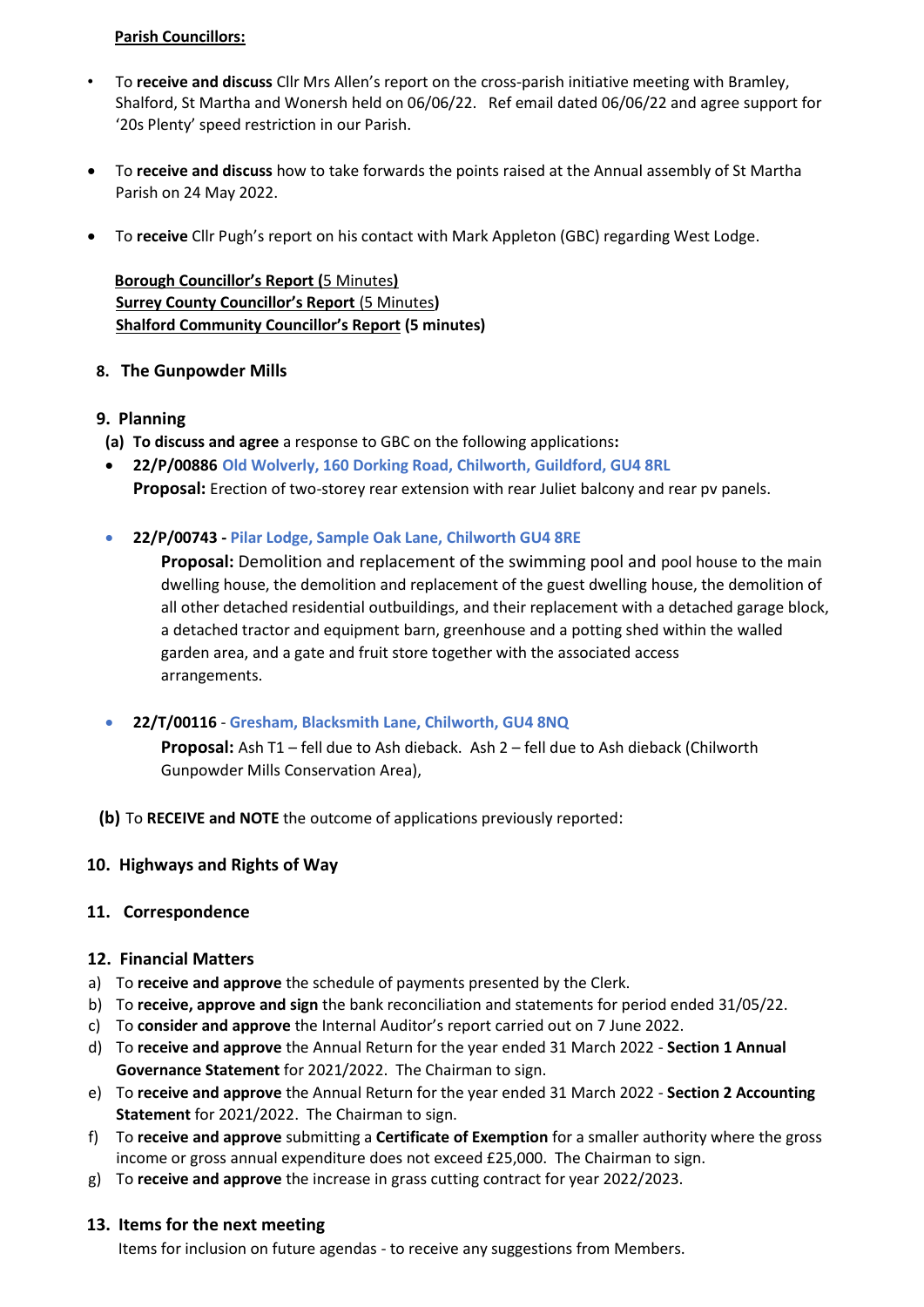**Parish Councillors:**

- To **receive and discuss** Cllr Mrs Allen's report on the cross-parish initiative meeting with Bramley, Shalford, St Martha and Wonersh held on 06/06/22. Ref email dated 06/06/22 and agree support for '20s Plenty' speed restriction in our Parish.
- To **receive and discuss** how to take forwards the points raised at the Annual assembly of St Martha Parish on 24 May 2022.
- To **receive** Cllr Pugh's report on his contact with Mark Appleton (GBC) regarding West Lodge.

**Borough Councillor's Report (5 Minutes)**
**Surrey County Councillor's Report (5 Minutes)**
**Shalford Community Councillor's Report (5 minutes)**

## 8. The Gunpowder Mills

## 9. Planning

**(a) To discuss and agree** a response to GBC on the following applications**:**

- **22/P/00886 Old Wolverly, 160 Dorking Road, Chilworth, Guildford, GU4 8RL**
  **Proposal:** Erection of two-storey rear extension with rear Juliet balcony and rear pv panels.

- **22/P/00743 - Pilar Lodge, Sample Oak Lane, Chilworth GU4 8RE**
  **Proposal:** Demolition and replacement of the swimming pool and pool house to the main dwelling house, the demolition and replacement of the guest dwelling house, the demolition of all other detached residential outbuildings, and their replacement with a detached garage block, a detached tractor and equipment barn, greenhouse and a potting shed within the walled garden area, and a gate and fruit store together with the associated access arrangements.

- **22/T/00116** - **Gresham, Blacksmith Lane, Chilworth, GU4 8NQ**
  **Proposal:** Ash T1 – fell due to Ash dieback. Ash 2 – fell due to Ash dieback (Chilworth Gunpowder Mills Conservation Area),

**(b)** To **RECEIVE and NOTE** the outcome of applications previously reported:

## 10. Highways and Rights of Way

## 11. Correspondence

## 12. Financial Matters

a) To **receive and approve** the schedule of payments presented by the Clerk.
b) To **receive, approve and sign** the bank reconciliation and statements for period ended 31/05/22.
c) To **consider and approve** the Internal Auditor's report carried out on 7 June 2022.
d) To **receive and approve** the Annual Return for the year ended 31 March 2022 - **Section 1 Annual Governance Statement** for 2021/2022. The Chairman to sign.
e) To **receive and approve** the Annual Return for the year ended 31 March 2022 - **Section 2 Accounting Statement** for 2021/2022. The Chairman to sign.
f) To **receive and approve** submitting a **Certificate of Exemption** for a smaller authority where the gross income or gross annual expenditure does not exceed £25,000. The Chairman to sign.
g) To **receive and approve** the increase in grass cutting contract for year 2022/2023.

## 13. Items for the next meeting

Items for inclusion on future agendas - to receive any suggestions from Members.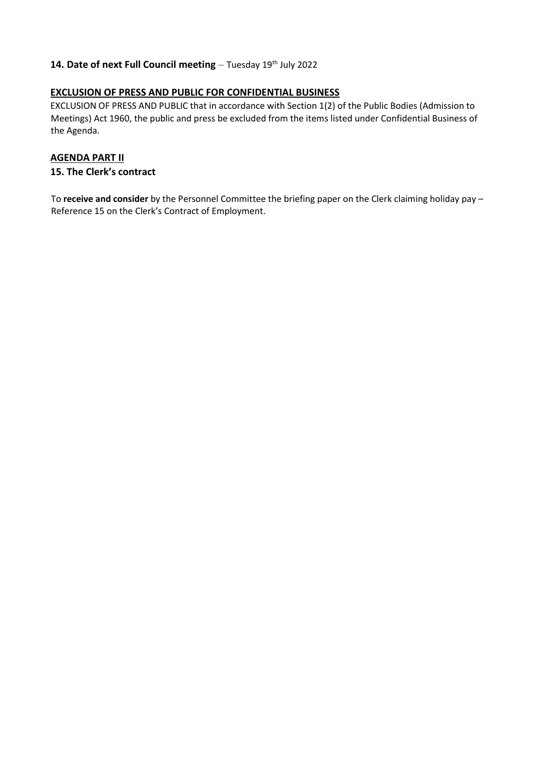**14. Date of next Full Council meeting** – Tuesday 19th July 2022

**EXCLUSION OF PRESS AND PUBLIC FOR CONFIDENTIAL BUSINESS**

EXCLUSION OF PRESS AND PUBLIC that in accordance with Section 1(2) of the Public Bodies (Admission to Meetings) Act 1960, the public and press be excluded from the items listed under Confidential Business of the Agenda.

**AGENDA PART II**

**15. The Clerk's contract**

To **receive and consider** by the Personnel Committee the briefing paper on the Clerk claiming holiday pay – Reference 15 on the Clerk's Contract of Employment.